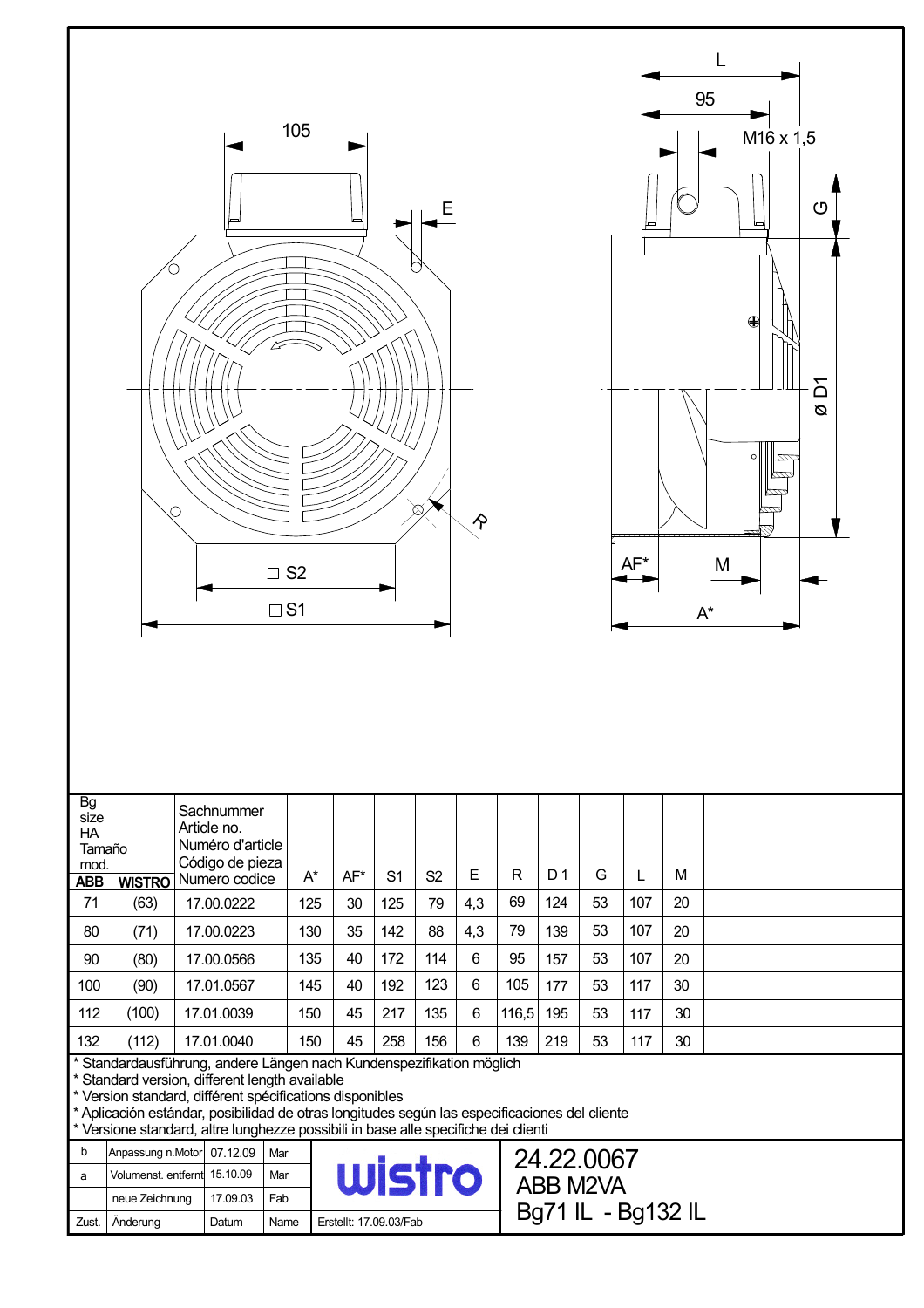105

E

L

95

M16 x 1,5

G

ø D1

R

□ S2

□ S1

AF*

M

A*

| Bg size HA Tamaño mod. ABB | WISTRO | Sachnummer Article no. Numéro d'article Código de pieza Numero codice | A* | AF* | S1 | S2 | E | R | D 1 | G | L | M |
|---|---|---|---|---|---|---|---|---|---|---|---|---|
| 71 | (63) | 17.00.0222 | 125 | 30 | 125 | 79 | 4,3 | 69 | 124 | 53 | 107 | 20 |
| 80 | (71) | 17.00.0223 | 130 | 35 | 142 | 88 | 4,3 | 79 | 139 | 53 | 107 | 20 |
| 90 | (80) | 17.00.0566 | 135 | 40 | 172 | 114 | 6 | 95 | 157 | 53 | 107 | 20 |
| 100 | (90) | 17.01.0567 | 145 | 40 | 192 | 123 | 6 | 105 | 177 | 53 | 117 | 30 |
| 112 | (100) | 17.01.0039 | 150 | 45 | 217 | 135 | 6 | 116,5 | 195 | 53 | 117 | 30 |
| 132 | (112) | 17.01.0040 | 150 | 45 | 258 | 156 | 6 | 139 | 219 | 53 | 117 | 30 |

\* Standardausführung, andere Längen nach Kundenspezifikation möglich
\* Standard version, different length available
\* Version standard, différent spécifications disponibles
\* Aplicación estándar, posibilidad de otras longitudes según las especificaciones del cliente
\* Versione standard, altre lunghezze possibili in base alle specifiche dei clienti

| Zust. | Änderung | Datum | Name |
|---|---|---|---|
| b | Anpassung n.Motor | 07.12.09 | Mar |
| a | Volumenst. entfernt | 15.10.09 | Mar |
| | neue Zeichnung | 17.09.03 | Fab |

wistro

Erstellt: 17.09.03/Fab

24.22.0067
ABB M2VA
Bg71 IL - Bg132 IL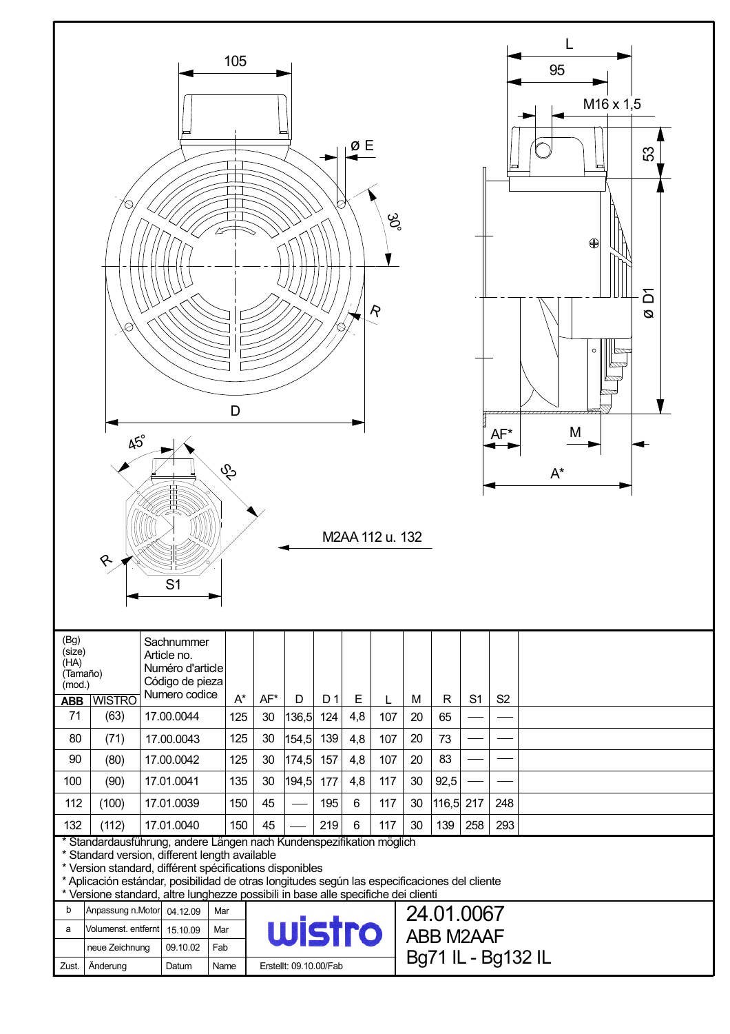105

ø E

30°

R

D

45°

S2

R

S1

L

95

M16 x 1,5

53

ø D1

AF*

M

A*

M2AA 112 u. 132

| (Bg) (size) (HA) (Tamaño) (mod.) | | Sachnummer Article no. Numéro d'article Código de pieza Numero codice | | | | | | | | | | |
|---|---|---|---|---|---|---|---|---|---|---|---|---|
| ABB | WISTRO | | A* | AF* | D | D 1 | E | L | M | R | S1 | S2 |
| 71 | (63) | 17.00.0044 | 125 | 30 | 136,5 | 124 | 4,8 | 107 | 20 | 65 | — | — |
| 80 | (71) | 17.00.0043 | 125 | 30 | 154,5 | 139 | 4,8 | 107 | 20 | 73 | — | — |
| 90 | (80) | 17.00.0042 | 125 | 30 | 174,5 | 157 | 4,8 | 107 | 20 | 83 | — | — |
| 100 | (90) | 17.01.0041 | 135 | 30 | 194,5 | 177 | 4,8 | 117 | 30 | 92,5 | — | — |
| 112 | (100) | 17.01.0039 | 150 | 45 | — | 195 | 6 | 117 | 30 | 116,5 | 217 | 248 |
| 132 | (112) | 17.01.0040 | 150 | 45 | — | 219 | 6 | 117 | 30 | 139 | 258 | 293 |

* Standardausführung, andere Längen nach Kundenspezifikation möglich
* Standard version, different length available
* Version standard, différent spécifications disponibles
* Aplicación estándar, posibilidad de otras longitudes según las especificaciones del cliente
* Versione standard, altre lunghezze possibili in base alle specifiche dei clienti

| Zust. | Änderung | Datum | Name |
|---|---|---|---|
| b | Anpassung n.Motor | 04.12.09 | Mar |
| a | Volumenst. entfernt | 15.10.09 | Mar |
| | neue Zeichnung | 09.10.02 | Fab |

wistro

Erstellt: 09.10.00/Fab

24.01.0067
ABB M2AAF
Bg71 IL - Bg132 IL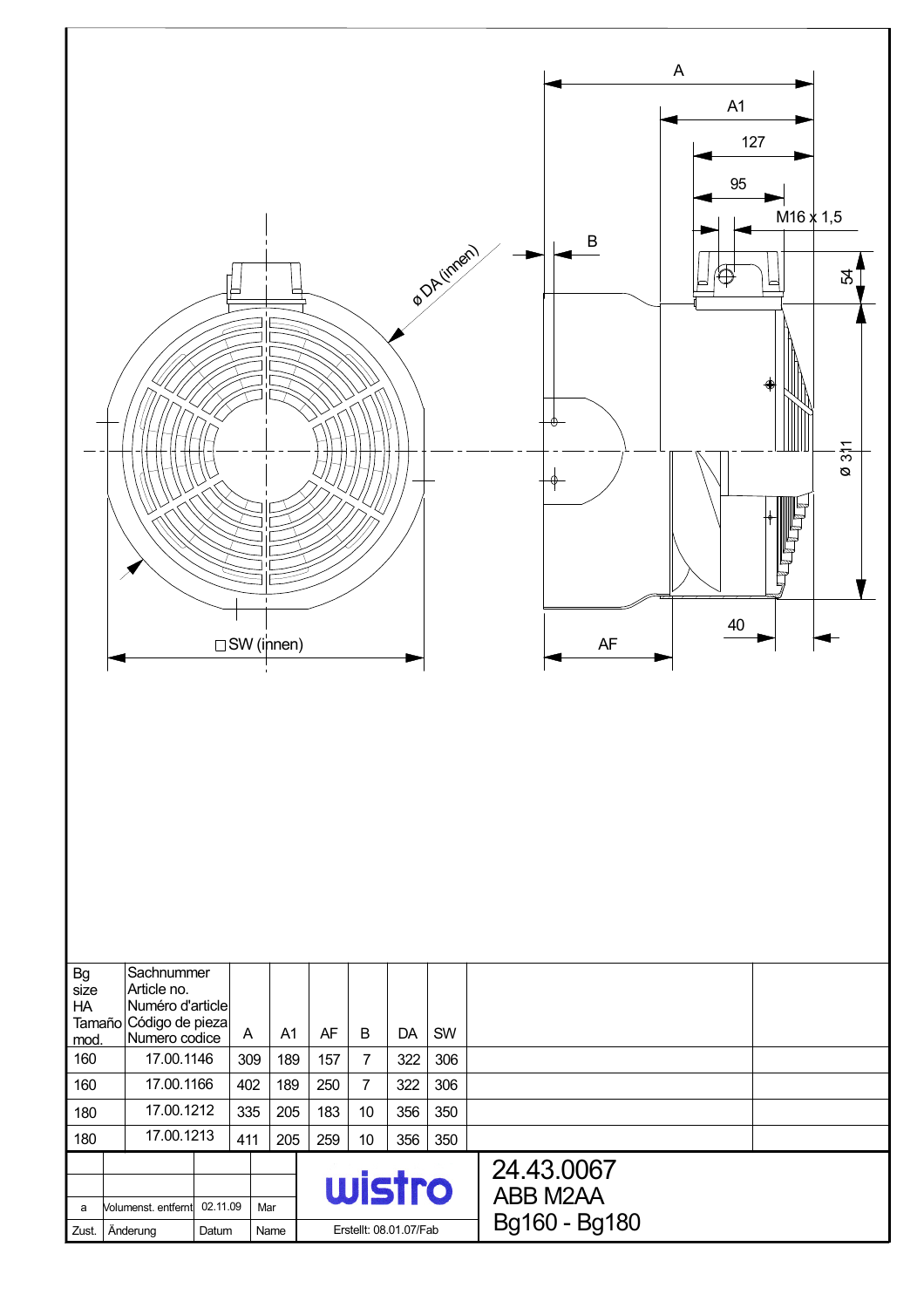A

A1

127

95

M16 x 1,5

B

54

ø DA (innen)

Ø 311

40

AF

□SW (innen)

| Bg size HA Tamaño mod. | Sachnummer Article no. Numéro d'article Código de pieza Numero codice | A | A1 | AF | B | DA | SW |
|---|---|---|---|---|---|---|---|
| 160 | 17.00.1146 | 309 | 189 | 157 | 7 | 322 | 306 |
| 160 | 17.00.1166 | 402 | 189 | 250 | 7 | 322 | 306 |
| 180 | 17.00.1212 | 335 | 205 | 183 | 10 | 356 | 350 |
| 180 | 17.00.1213 | 411 | 205 | 259 | 10 | 356 | 350 |

| Zust. | Änderung | Datum | Name |
|---|---|---|---|
| a | Volumenst. entfernt | 02.11.09 | Mar |

wistro

Erstellt: 08.01.07/Fab

24.43.0067
ABB M2AA
Bg160 - Bg180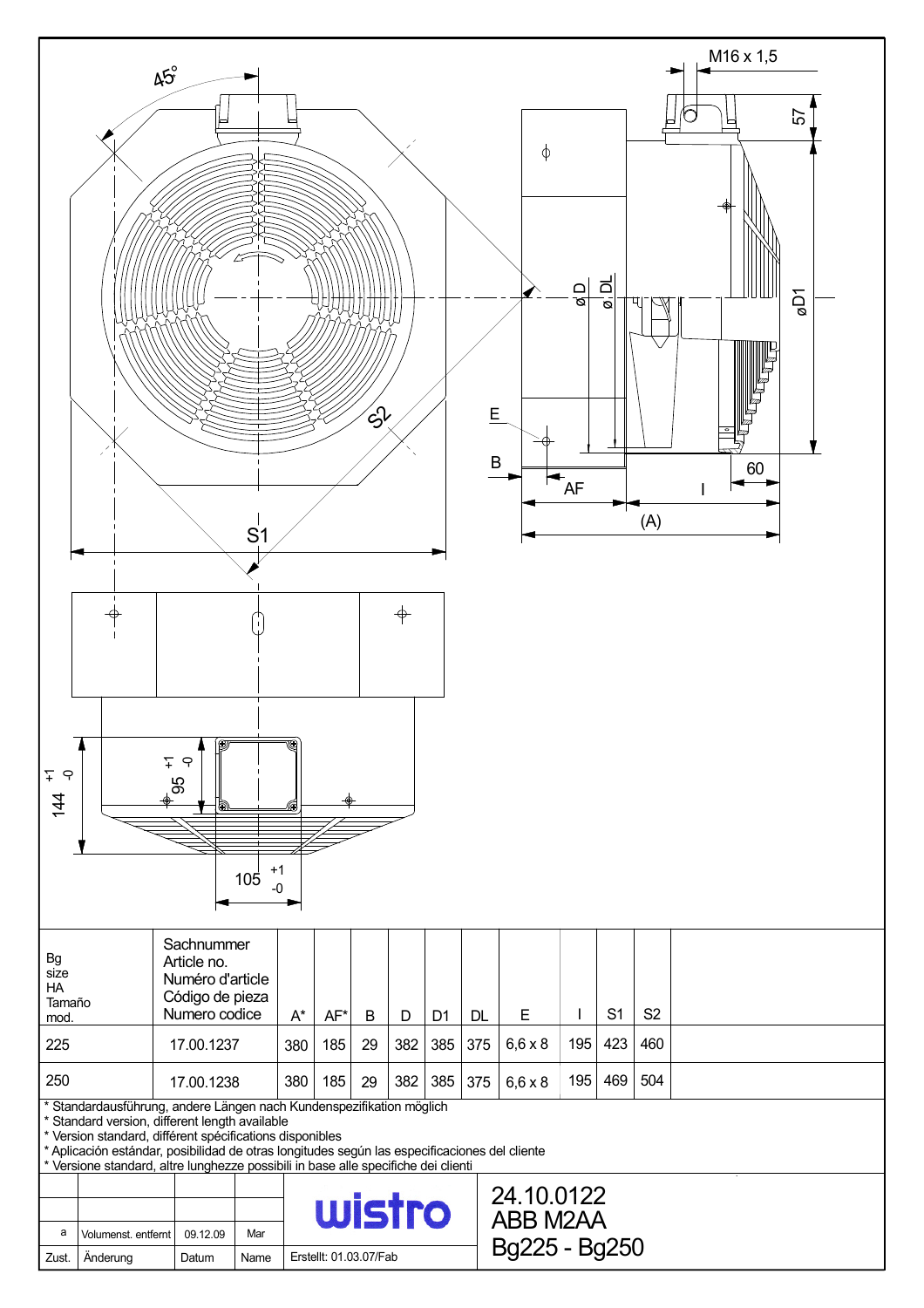M16 x 1,5

45°

57

ø D

ø DL

øD1

E

B

AF

60

I

(A)

S2

S1

144 +1 -0

95 +1 -0

105 +1 -0

| Bg size HA Tamaño mod. | Sachnummer Article no. Numéro d'article Código de pieza Numero codice | A* | AF* | B | D | D1 | DL | E | I | S1 | S2 |
|---|---|---|---|---|---|---|---|---|---|---|---|
| 225 | 17.00.1237 | 380 | 185 | 29 | 382 | 385 | 375 | 6,6 x 8 | 195 | 423 | 460 |
| 250 | 17.00.1238 | 380 | 185 | 29 | 382 | 385 | 375 | 6,6 x 8 | 195 | 469 | 504 |

* Standardausführung, andere Längen nach Kundenspezifikation möglich
* Standard version, different length available
* Version standard, différent spécifications disponibles
* Aplicación estándar, posibilidad de otras longitudes según las especificaciones del cliente
* Versione standard, altre lunghezze possibili in base alle specifiche dei clienti

| Zust. | Änderung | Datum | Name |
|---|---|---|---|
| a | Volumenst. entfernt | 09.12.09 | Mar |

wistro

Erstellt: 01.03.07/Fab

24.10.0122
ABB M2AA
Bg225 - Bg250